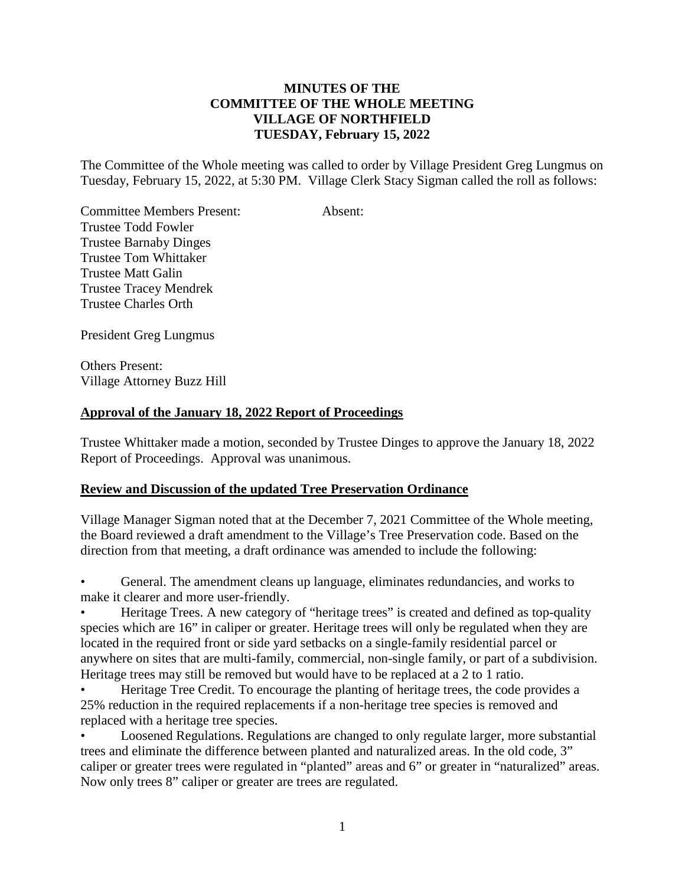**MINUTES OF THE COMMITTEE OF THE WHOLE MEETING VILLAGE OF NORTHFIELD TUESDAY, February 15, 2022**

The Committee of the Whole meeting was called to order by Village President Greg Lungmus on Tuesday, February 15, 2022, at 5:30 PM. Village Clerk Stacy Sigman called the roll as follows:

| Committee Members Present: | Absent: |
|---|---|
| Trustee Todd Fowler | |
| Trustee Barnaby Dinges | |
| Trustee Tom Whittaker | |
| Trustee Matt Galin | |
| Trustee Tracey Mendrek | |
| Trustee Charles Orth | |

President Greg Lungmus

Others Present:
Village Attorney Buzz Hill

## Approval of the January 18, 2022 Report of Proceedings

Trustee Whittaker made a motion, seconded by Trustee Dinges to approve the January 18, 2022 Report of Proceedings. Approval was unanimous.

## Review and Discussion of the updated Tree Preservation Ordinance

Village Manager Sigman noted that at the December 7, 2021 Committee of the Whole meeting, the Board reviewed a draft amendment to the Village's Tree Preservation code. Based on the direction from that meeting, a draft ordinance was amended to include the following:

- General. The amendment cleans up language, eliminates redundancies, and works to make it clearer and more user-friendly.
- Heritage Trees. A new category of "heritage trees" is created and defined as top-quality species which are 16" in caliper or greater. Heritage trees will only be regulated when they are located in the required front or side yard setbacks on a single-family residential parcel or anywhere on sites that are multi-family, commercial, non-single family, or part of a subdivision. Heritage trees may still be removed but would have to be replaced at a 2 to 1 ratio.
- Heritage Tree Credit. To encourage the planting of heritage trees, the code provides a 25% reduction in the required replacements if a non-heritage tree species is removed and replaced with a heritage tree species.
- Loosened Regulations. Regulations are changed to only regulate larger, more substantial trees and eliminate the difference between planted and naturalized areas. In the old code, 3" caliper or greater trees were regulated in "planted" areas and 6" or greater in "naturalized" areas. Now only trees 8" caliper or greater are trees are regulated.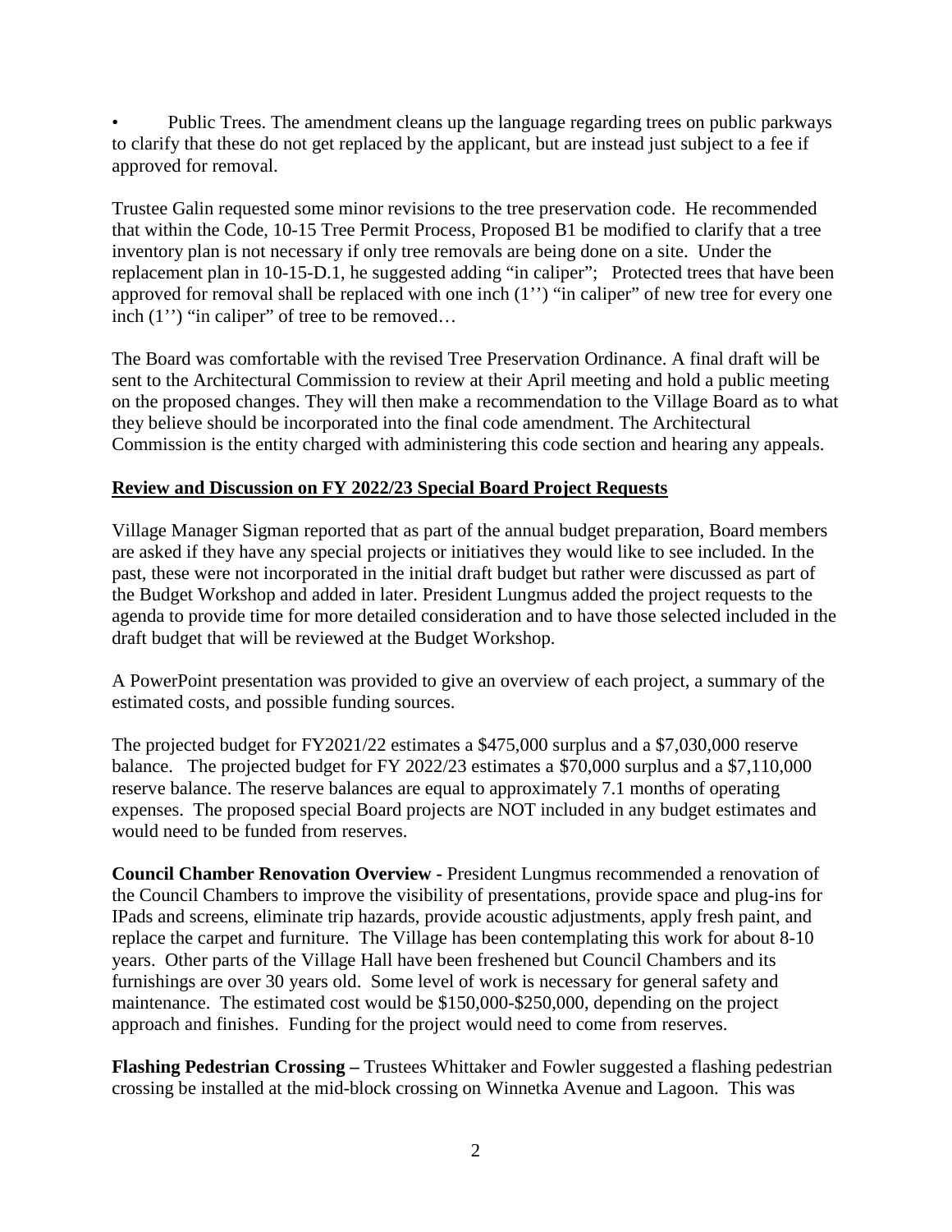- Public Trees. The amendment cleans up the language regarding trees on public parkways to clarify that these do not get replaced by the applicant, but are instead just subject to a fee if approved for removal.

Trustee Galin requested some minor revisions to the tree preservation code. He recommended that within the Code, 10-15 Tree Permit Process, Proposed B1 be modified to clarify that a tree inventory plan is not necessary if only tree removals are being done on a site. Under the replacement plan in 10-15-D.1, he suggested adding "in caliper"; Protected trees that have been approved for removal shall be replaced with one inch (1'') "in caliper" of new tree for every one inch (1'') "in caliper" of tree to be removed…

The Board was comfortable with the revised Tree Preservation Ordinance. A final draft will be sent to the Architectural Commission to review at their April meeting and hold a public meeting on the proposed changes. They will then make a recommendation to the Village Board as to what they believe should be incorporated into the final code amendment. The Architectural Commission is the entity charged with administering this code section and hearing any appeals.

**Review and Discussion on FY 2022/23 Special Board Project Requests**

Village Manager Sigman reported that as part of the annual budget preparation, Board members are asked if they have any special projects or initiatives they would like to see included. In the past, these were not incorporated in the initial draft budget but rather were discussed as part of the Budget Workshop and added in later. President Lungmus added the project requests to the agenda to provide time for more detailed consideration and to have those selected included in the draft budget that will be reviewed at the Budget Workshop.

A PowerPoint presentation was provided to give an overview of each project, a summary of the estimated costs, and possible funding sources.

The projected budget for FY2021/22 estimates a $475,000 surplus and a $7,030,000 reserve balance. The projected budget for FY 2022/23 estimates a $70,000 surplus and a $7,110,000 reserve balance. The reserve balances are equal to approximately 7.1 months of operating expenses. The proposed special Board projects are NOT included in any budget estimates and would need to be funded from reserves.

**Council Chamber Renovation Overview -** President Lungmus recommended a renovation of the Council Chambers to improve the visibility of presentations, provide space and plug-ins for IPads and screens, eliminate trip hazards, provide acoustic adjustments, apply fresh paint, and replace the carpet and furniture. The Village has been contemplating this work for about 8-10 years. Other parts of the Village Hall have been freshened but Council Chambers and its furnishings are over 30 years old. Some level of work is necessary for general safety and maintenance. The estimated cost would be $150,000-$250,000, depending on the project approach and finishes. Funding for the project would need to come from reserves.

**Flashing Pedestrian Crossing –** Trustees Whittaker and Fowler suggested a flashing pedestrian crossing be installed at the mid-block crossing on Winnetka Avenue and Lagoon. This was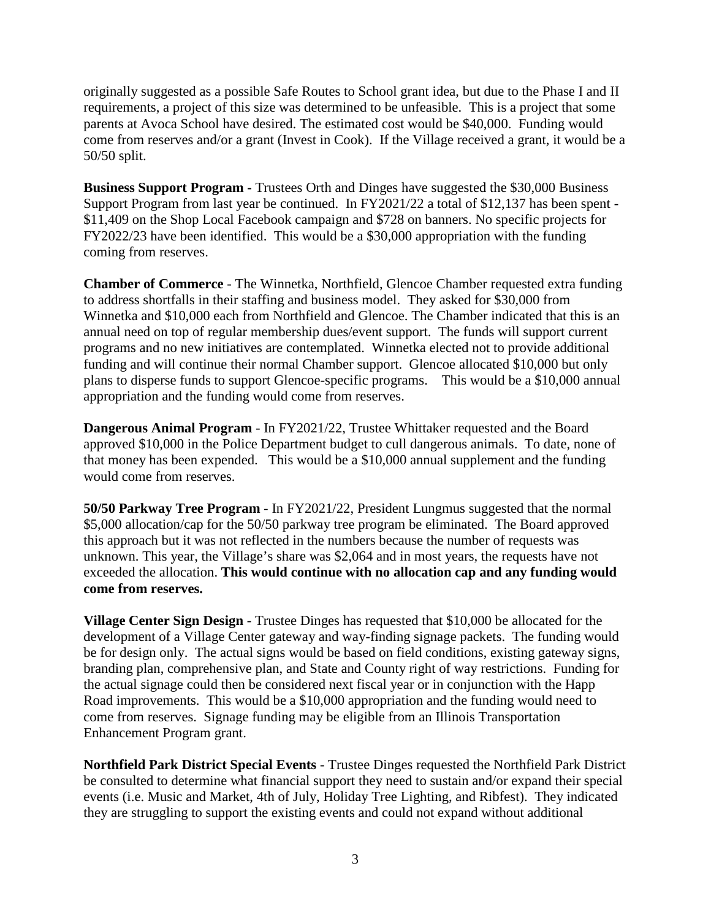originally suggested as a possible Safe Routes to School grant idea, but due to the Phase I and II requirements, a project of this size was determined to be unfeasible. This is a project that some parents at Avoca School have desired. The estimated cost would be $40,000. Funding would come from reserves and/or a grant (Invest in Cook). If the Village received a grant, it would be a 50/50 split.

**Business Support Program** - Trustees Orth and Dinges have suggested the $30,000 Business Support Program from last year be continued. In FY2021/22 a total of $12,137 has been spent - $11,409 on the Shop Local Facebook campaign and $728 on banners. No specific projects for FY2022/23 have been identified. This would be a $30,000 appropriation with the funding coming from reserves.

**Chamber of Commerce** - The Winnetka, Northfield, Glencoe Chamber requested extra funding to address shortfalls in their staffing and business model. They asked for $30,000 from Winnetka and $10,000 each from Northfield and Glencoe. The Chamber indicated that this is an annual need on top of regular membership dues/event support. The funds will support current programs and no new initiatives are contemplated. Winnetka elected not to provide additional funding and will continue their normal Chamber support. Glencoe allocated $10,000 but only plans to disperse funds to support Glencoe-specific programs. This would be a $10,000 annual appropriation and the funding would come from reserves.

**Dangerous Animal Program** - In FY2021/22, Trustee Whittaker requested and the Board approved $10,000 in the Police Department budget to cull dangerous animals. To date, none of that money has been expended. This would be a $10,000 annual supplement and the funding would come from reserves.

**50/50 Parkway Tree Program** - In FY2021/22, President Lungmus suggested that the normal $5,000 allocation/cap for the 50/50 parkway tree program be eliminated. The Board approved this approach but it was not reflected in the numbers because the number of requests was unknown. This year, the Village's share was $2,064 and in most years, the requests have not exceeded the allocation. **This would continue with no allocation cap and any funding would come from reserves.**

**Village Center Sign Design** - Trustee Dinges has requested that $10,000 be allocated for the development of a Village Center gateway and way-finding signage packets. The funding would be for design only. The actual signs would be based on field conditions, existing gateway signs, branding plan, comprehensive plan, and State and County right of way restrictions. Funding for the actual signage could then be considered next fiscal year or in conjunction with the Happ Road improvements. This would be a $10,000 appropriation and the funding would need to come from reserves. Signage funding may be eligible from an Illinois Transportation Enhancement Program grant.

**Northfield Park District Special Events** - Trustee Dinges requested the Northfield Park District be consulted to determine what financial support they need to sustain and/or expand their special events (i.e. Music and Market, 4th of July, Holiday Tree Lighting, and Ribfest). They indicated they are struggling to support the existing events and could not expand without additional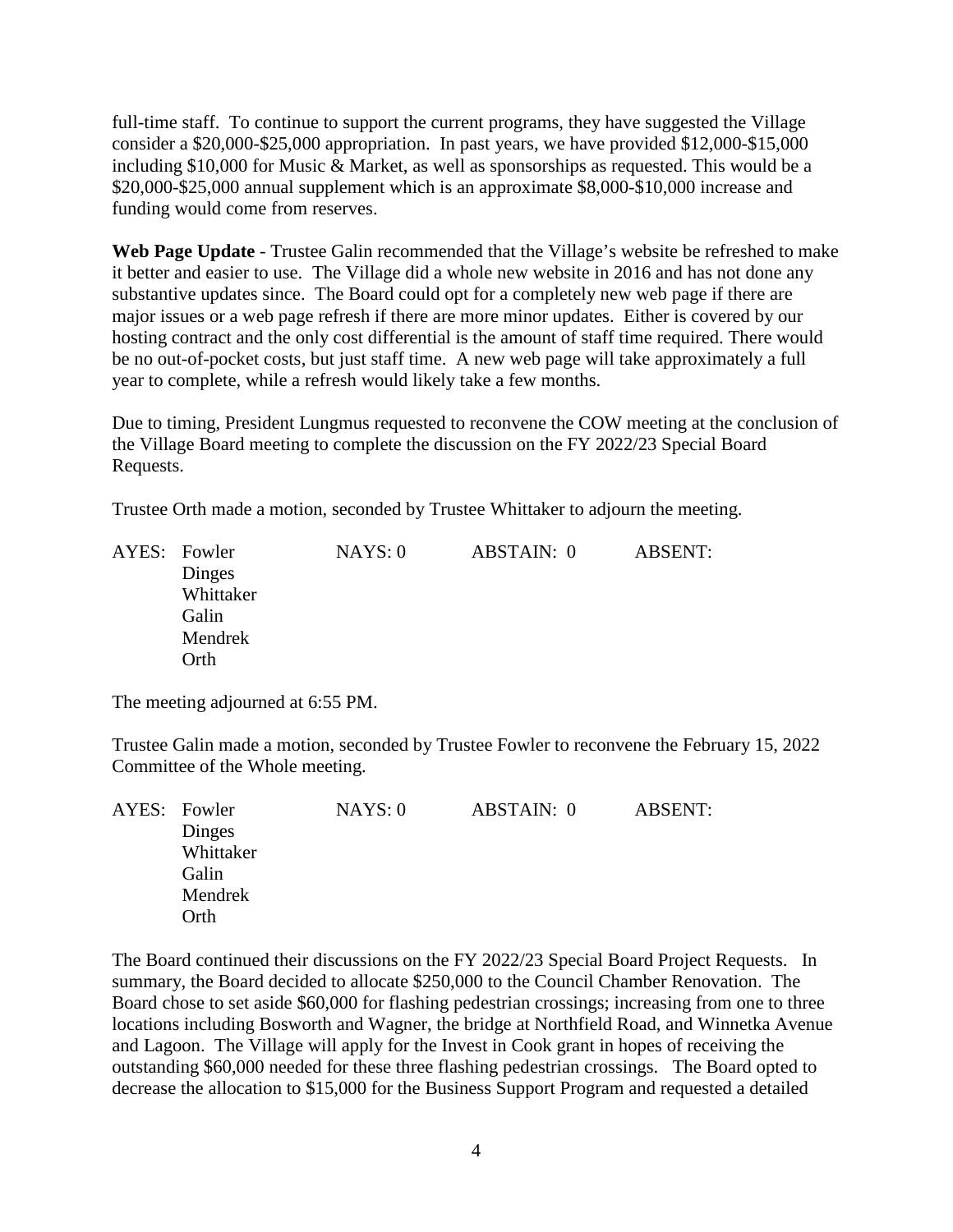full-time staff. To continue to support the current programs, they have suggested the Village consider a $20,000-$25,000 appropriation. In past years, we have provided $12,000-$15,000 including $10,000 for Music & Market, as well as sponsorships as requested. This would be a $20,000-$25,000 annual supplement which is an approximate $8,000-$10,000 increase and funding would come from reserves.

**Web Page Update** - Trustee Galin recommended that the Village's website be refreshed to make it better and easier to use. The Village did a whole new website in 2016 and has not done any substantive updates since. The Board could opt for a completely new web page if there are major issues or a web page refresh if there are more minor updates. Either is covered by our hosting contract and the only cost differential is the amount of staff time required. There would be no out-of-pocket costs, but just staff time. A new web page will take approximately a full year to complete, while a refresh would likely take a few months.

Due to timing, President Lungmus requested to reconvene the COW meeting at the conclusion of the Village Board meeting to complete the discussion on the FY 2022/23 Special Board Requests.

Trustee Orth made a motion, seconded by Trustee Whittaker to adjourn the meeting.

| AYES: | NAYS: 0 | ABSTAIN: 0 | ABSENT: |
|---|---|---|---|
| Fowler<br>Dinges<br>Whittaker<br>Galin<br>Mendrek<br>Orth | | | |

The meeting adjourned at 6:55 PM.

Trustee Galin made a motion, seconded by Trustee Fowler to reconvene the February 15, 2022 Committee of the Whole meeting.

| AYES: | NAYS: 0 | ABSTAIN: 0 | ABSENT: |
|---|---|---|---|
| Fowler<br>Dinges<br>Whittaker<br>Galin<br>Mendrek<br>Orth | | | |

The Board continued their discussions on the FY 2022/23 Special Board Project Requests. In summary, the Board decided to allocate $250,000 to the Council Chamber Renovation. The Board chose to set aside $60,000 for flashing pedestrian crossings; increasing from one to three locations including Bosworth and Wagner, the bridge at Northfield Road, and Winnetka Avenue and Lagoon. The Village will apply for the Invest in Cook grant in hopes of receiving the outstanding $60,000 needed for these three flashing pedestrian crossings. The Board opted to decrease the allocation to $15,000 for the Business Support Program and requested a detailed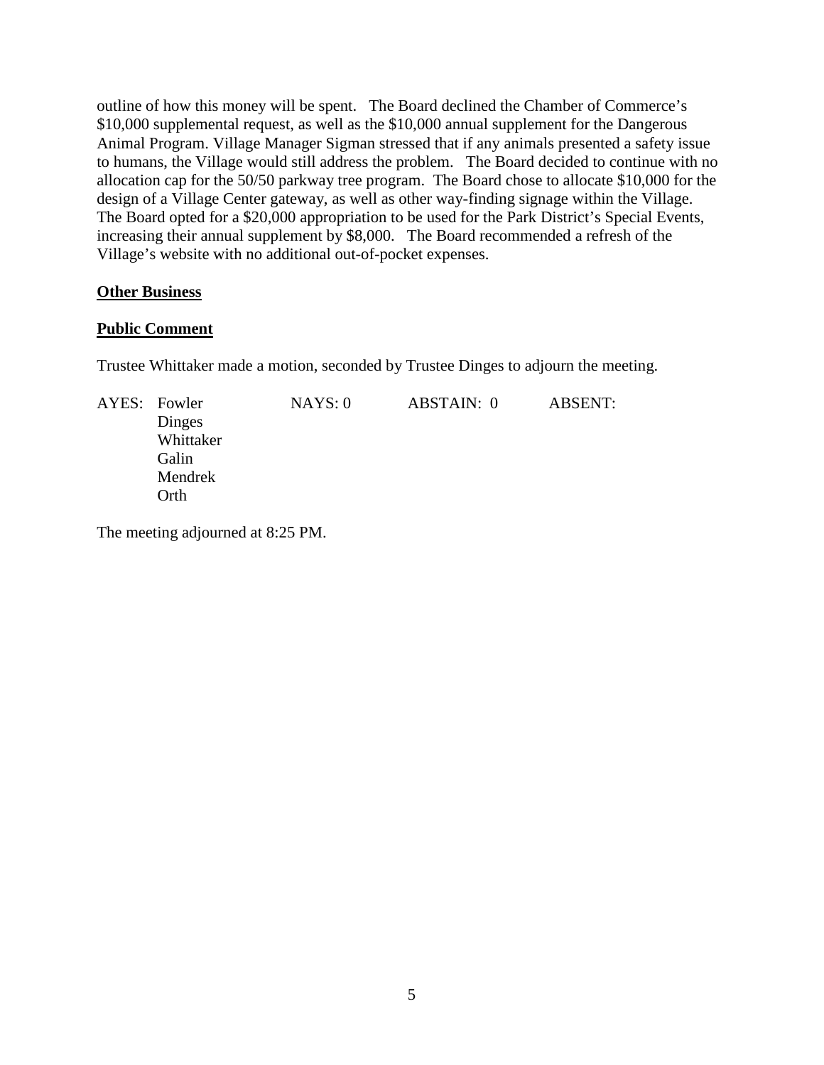outline of how this money will be spent. The Board declined the Chamber of Commerce's $10,000 supplemental request, as well as the $10,000 annual supplement for the Dangerous Animal Program. Village Manager Sigman stressed that if any animals presented a safety issue to humans, the Village would still address the problem. The Board decided to continue with no allocation cap for the 50/50 parkway tree program. The Board chose to allocate $10,000 for the design of a Village Center gateway, as well as other way-finding signage within the Village. The Board opted for a $20,000 appropriation to be used for the Park District's Special Events, increasing their annual supplement by $8,000. The Board recommended a refresh of the Village's website with no additional out-of-pocket expenses.

**Other Business**

**Public Comment**

Trustee Whittaker made a motion, seconded by Trustee Dinges to adjourn the meeting.

| | | | | |
|---|---|---|---|---|
| AYES: | Fowler | NAYS: 0 | ABSTAIN: 0 | ABSENT: |
| | Dinges | | | |
| | Whittaker | | | |
| | Galin | | | |
| | Mendrek | | | |
| | Orth | | | |

The meeting adjourned at 8:25 PM.